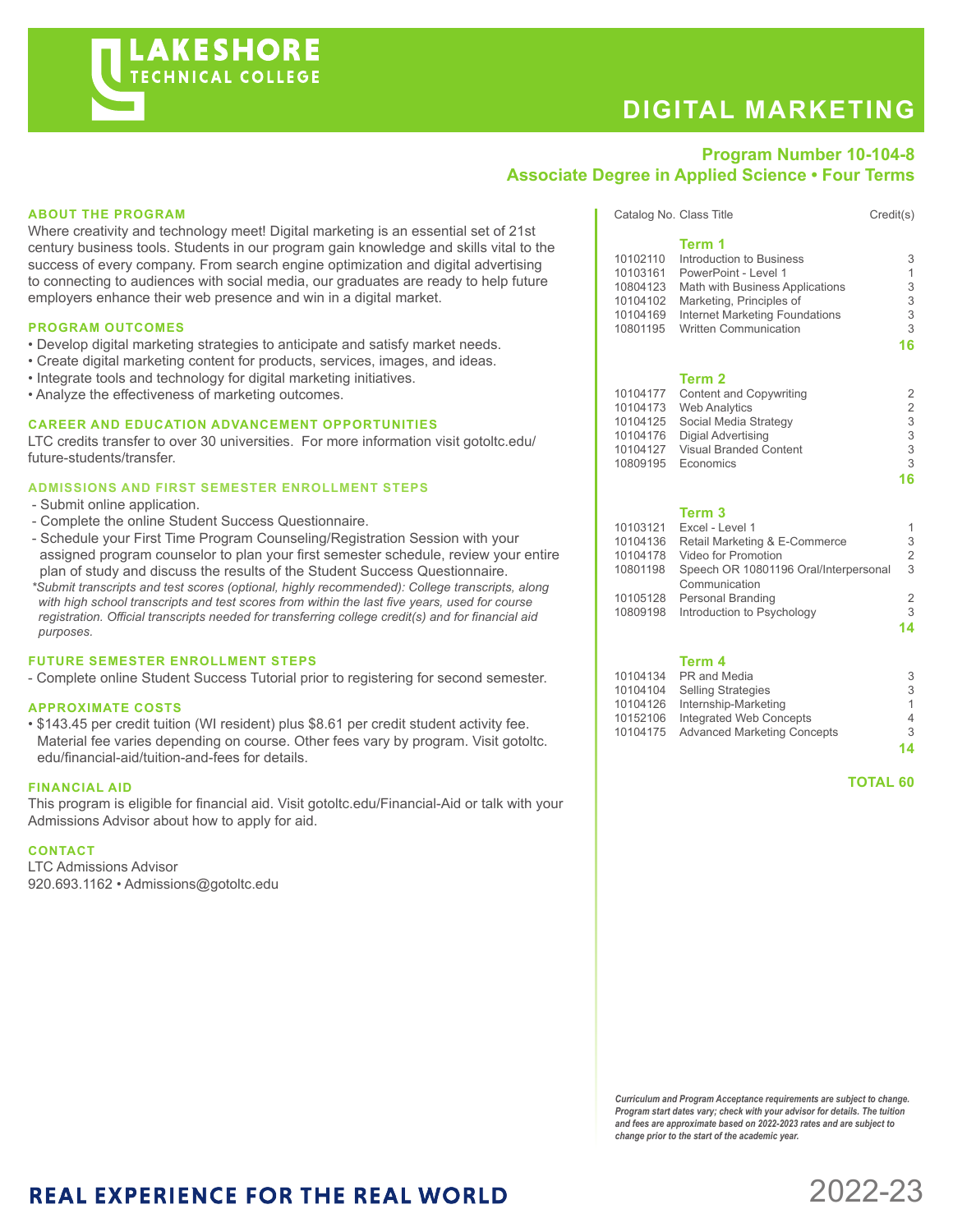# LAKESHORE TECHNICAL COLLEGE

# DIGITAL MARKETING

**Program Number 10-104-8**
**Associate Degree in Applied Science • Four Terms**

## ABOUT THE PROGRAM

Where creativity and technology meet! Digital marketing is an essential set of 21st century business tools. Students in our program gain knowledge and skills vital to the success of every company. From search engine optimization and digital advertising to connecting to audiences with social media, our graduates are ready to help future employers enhance their web presence and win in a digital market.

## PROGRAM OUTCOMES

- Develop digital marketing strategies to anticipate and satisfy market needs.
- Create digital marketing content for products, services, images, and ideas.
- Integrate tools and technology for digital marketing initiatives.
- Analyze the effectiveness of marketing outcomes.

## CAREER AND EDUCATION ADVANCEMENT OPPORTUNITIES

LTC credits transfer to over 30 universities. For more information visit gotoltc.edu/future-students/transfer.

## ADMISSIONS AND FIRST SEMESTER ENROLLMENT STEPS

- Submit online application.
- Complete the online Student Success Questionnaire.
- Schedule your First Time Program Counseling/Registration Session with your assigned program counselor to plan your first semester schedule, review your entire plan of study and discuss the results of the Student Success Questionnaire.

*\*Submit transcripts and test scores (optional, highly recommended): College transcripts, along with high school transcripts and test scores from within the last five years, used for course registration. Official transcripts needed for transferring college credit(s) and for financial aid purposes.*

## FUTURE SEMESTER ENROLLMENT STEPS

- Complete online Student Success Tutorial prior to registering for second semester.

## APPROXIMATE COSTS

- $143.45 per credit tuition (WI resident) plus $8.61 per credit student activity fee. Material fee varies depending on course. Other fees vary by program. Visit gotoltc.edu/financial-aid/tuition-and-fees for details.

## FINANCIAL AID

This program is eligible for financial aid. Visit gotoltc.edu/Financial-Aid or talk with your Admissions Advisor about how to apply for aid.

## CONTACT

LTC Admissions Advisor
920.693.1162 • Admissions@gotoltc.edu

| Catalog No. | Class Title | Credit(s) |
|---|---|---|
| | **Term 1** | |
| 10102110 | Introduction to Business | 3 |
| 10103161 | PowerPoint - Level 1 | 1 |
| 10804123 | Math with Business Applications | 3 |
| 10104102 | Marketing, Principles of | 3 |
| 10104169 | Internet Marketing Foundations | 3 |
| 10801195 | Written Communication | 3 |
| | | **16** |
| | **Term 2** | |
| 10104177 | Content and Copywriting | 2 |
| 10104173 | Web Analytics | 2 |
| 10104125 | Social Media Strategy | 3 |
| 10104176 | Digial Advertising | 3 |
| 10104127 | Visual Branded Content | 3 |
| 10809195 | Economics | 3 |
| | | **16** |
| | **Term 3** | |
| 10103121 | Excel - Level 1 | 1 |
| 10104136 | Retail Marketing & E-Commerce | 3 |
| 10104178 | Video for Promotion | 2 |
| 10801198 | Speech OR 10801196 Oral/Interpersonal Communication | 3 |
| 10105128 | Personal Branding | 2 |
| 10809198 | Introduction to Psychology | 3 |
| | | **14** |
| | **Term 4** | |
| 10104134 | PR and Media | 3 |
| 10104104 | Selling Strategies | 3 |
| 10104126 | Internship-Marketing | 1 |
| 10152106 | Integrated Web Concepts | 4 |
| 10104175 | Advanced Marketing Concepts | 3 |
| | | **14** |
| | **TOTAL** | **60** |

***Curriculum and Program Acceptance requirements are subject to change. Program start dates vary; check with your advisor for details. The tuition and fees are approximate based on 2022-2023 rates and are subject to change prior to the start of the academic year.***

**REAL EXPERIENCE FOR THE REAL WORLD**

2022-23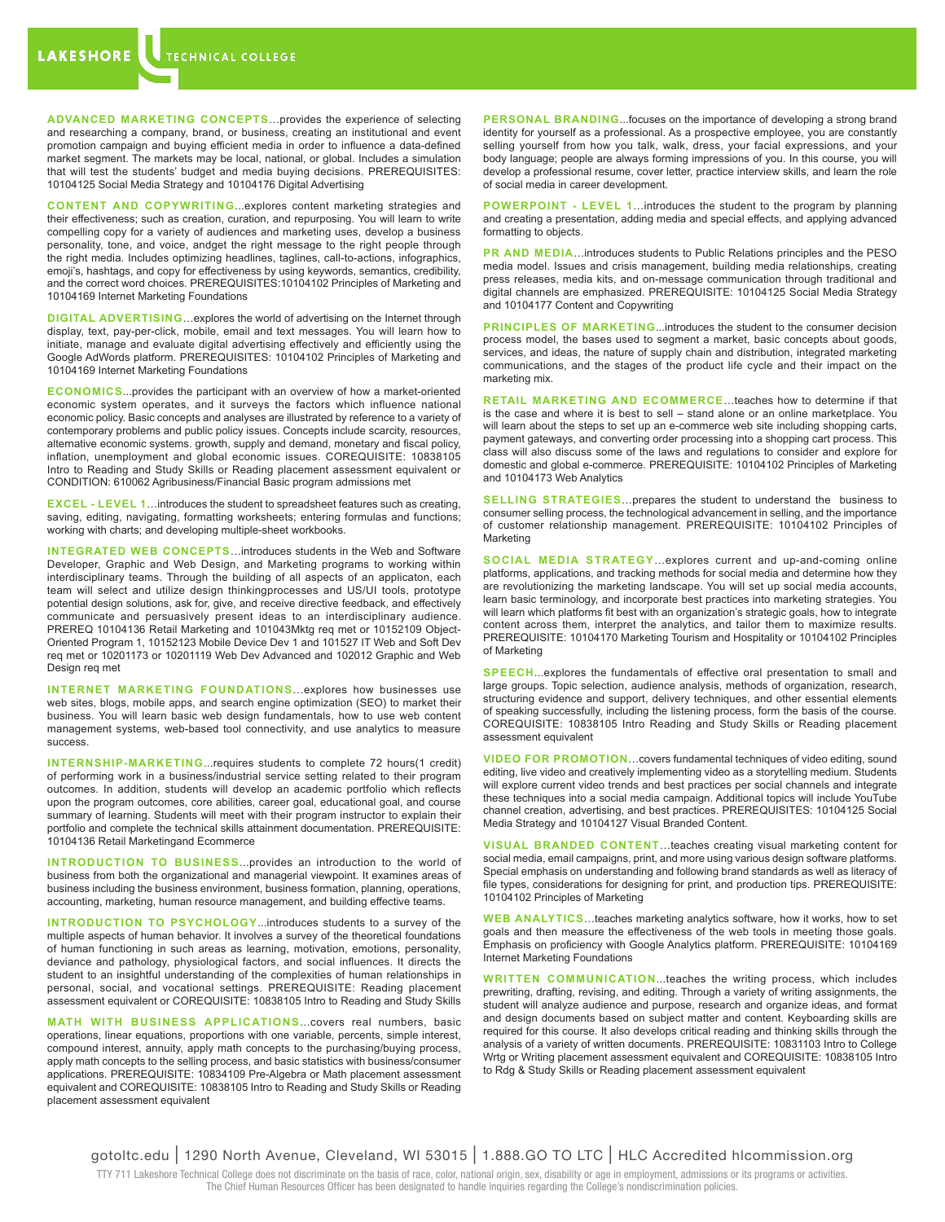**ADVANCED MARKETING CONCEPTS**...provides the experience of selecting and researching a company, brand, or business, creating an institutional and event promotion campaign and buying efficient media in order to influence a data-defined market segment. The markets may be local, national, or global. Includes a simulation that will test the students' budget and media buying decisions. PREREQUISITES: 10104125 Social Media Strategy and 10104176 Digital Advertising

**CONTENT AND COPYWRITING**...explores content marketing strategies and their effectiveness; such as creation, curation, and repurposing. You will learn to write compelling copy for a variety of audiences and marketing uses, develop a business personality, tone, and voice, andget the right message to the right people through the right media. Includes optimizing headlines, taglines, call-to-actions, infographics, emoji's, hashtags, and copy for effectiveness by using keywords, semantics, credibility, and the correct word choices. PREREQUISITES:10104102 Principles of Marketing and 10104169 Internet Marketing Foundations

**DIGITAL ADVERTISING**…explores the world of advertising on the Internet through display, text, pay-per-click, mobile, email and text messages. You will learn how to initiate, manage and evaluate digital advertising effectively and efficiently using the Google AdWords platform. PREREQUISITES: 10104102 Principles of Marketing and 10104169 Internet Marketing Foundations

**ECONOMICS**...provides the participant with an overview of how a market-oriented economic system operates, and it surveys the factors which influence national economic policy. Basic concepts and analyses are illustrated by reference to a variety of contemporary problems and public policy issues. Concepts include scarcity, resources, alternative economic systems. growth, supply and demand, monetary and fiscal policy, inflation, unemployment and global economic issues. COREQUISITE: 10838105 Intro to Reading and Study Skills or Reading placement assessment equivalent or CONDITION: 610062 Agribusiness/Financial Basic program admissions met

**EXCEL - LEVEL 1**…introduces the student to spreadsheet features such as creating, saving, editing, navigating, formatting worksheets; entering formulas and functions; working with charts; and developing multiple-sheet workbooks.

**INTEGRATED WEB CONCEPTS**…introduces students in the Web and Software Developer, Graphic and Web Design, and Marketing programs to working within interdisciplinary teams. Through the building of all aspects of an applicaton, each team will select and utilize design thinkingprocesses and US/UI tools, prototype potential design solutions, ask for, give, and receive directive feedback, and effectively communicate and persuasively present ideas to an interdisciplinary audience. PREREQ 10104136 Retail Marketing and 101043Mktg req met or 10152109 Object-Oriented Program 1, 10152123 Mobile Device Dev 1 and 101527 IT Web and Soft Dev req met or 10201173 or 10201119 Web Dev Advanced and 102012 Graphic and Web Design req met

**INTERNET MARKETING FOUNDATIONS**…explores how businesses use web sites, blogs, mobile apps, and search engine optimization (SEO) to market their business. You will learn basic web design fundamentals, how to use web content management systems, web-based tool connectivity, and use analytics to measure success.

**INTERNSHIP-MARKETING**...requires students to complete 72 hours(1 credit) of performing work in a business/industrial service setting related to their program outcomes. In addition, students will develop an academic portfolio which reflects upon the program outcomes, core abilities, career goal, educational goal, and course summary of learning. Students will meet with their program instructor to explain their portfolio and complete the technical skills attainment documentation. PREREQUISITE: 10104136 Retail Marketingand Ecommerce

**INTRODUCTION TO BUSINESS**...provides an introduction to the world of business from both the organizational and managerial viewpoint. It examines areas of business including the business environment, business formation, planning, operations, accounting, marketing, human resource management, and building effective teams.

**INTRODUCTION TO PSYCHOLOGY**...introduces students to a survey of the multiple aspects of human behavior. It involves a survey of the theoretical foundations of human functioning in such areas as learning, motivation, emotions, personality, deviance and pathology, physiological factors, and social influences. It directs the student to an insightful understanding of the complexities of human relationships in personal, social, and vocational settings. PREREQUISITE: Reading placement assessment equivalent or COREQUISITE: 10838105 Intro to Reading and Study Skills

**MATH WITH BUSINESS APPLICATIONS**…covers real numbers, basic operations, linear equations, proportions with one variable, percents, simple interest, compound interest, annuity, apply math concepts to the purchasing/buying process, apply math concepts to the selling process, and basic statistics with business/consumer applications. PREREQUISITE: 10834109 Pre-Algebra or Math placement assessment equivalent and COREQUISITE: 10838105 Intro to Reading and Study Skills or Reading placement assessment equivalent

**PERSONAL BRANDING**...focuses on the importance of developing a strong brand identity for yourself as a professional. As a prospective employee, you are constantly selling yourself from how you talk, walk, dress, your facial expressions, and your body language; people are always forming impressions of you. In this course, you will develop a professional resume, cover letter, practice interview skills, and learn the role of social media in career development.

**POWERPOINT - LEVEL 1**…introduces the student to the program by planning and creating a presentation, adding media and special effects, and applying advanced formatting to objects.

**PR AND MEDIA**…introduces students to Public Relations principles and the PESO media model. Issues and crisis management, building media relationships, creating press releases, media kits, and on-message communication through traditional and digital channels are emphasized. PREREQUISITE: 10104125 Social Media Strategy and 10104177 Content and Copywriting

**PRINCIPLES OF MARKETING**...introduces the student to the consumer decision process model, the bases used to segment a market, basic concepts about goods, services, and ideas, the nature of supply chain and distribution, integrated marketing communications, and the stages of the product life cycle and their impact on the marketing mix.

**RETAIL MARKETING AND ECOMMERCE**…teaches how to determine if that is the case and where it is best to sell – stand alone or an online marketplace. You will learn about the steps to set up an e-commerce web site including shopping carts, payment gateways, and converting order processing into a shopping cart process. This class will also discuss some of the laws and regulations to consider and explore for domestic and global e-commerce. PREREQUISITE: 10104102 Principles of Marketing and 10104173 Web Analytics

**SELLING STRATEGIES**…prepares the student to understand the business to consumer selling process, the technological advancement in selling, and the importance of customer relationship management. PREREQUISITE: 10104102 Principles of Marketing

**SOCIAL MEDIA STRATEGY**…explores current and up-and-coming online platforms, applications, and tracking methods for social media and determine how they are revolutionizing the marketing landscape. You will set up social media accounts, learn basic terminology, and incorporate best practices into marketing strategies. You will learn which platforms fit best with an organization's strategic goals, how to integrate content across them, interpret the analytics, and tailor them to maximize results. PREREQUISITE: 10104170 Marketing Tourism and Hospitality or 10104102 Principles of Marketing

**SPEECH**...explores the fundamentals of effective oral presentation to small and large groups. Topic selection, audience analysis, methods of organization, research, structuring evidence and support, delivery techniques, and other essential elements of speaking successfully, including the listening process, form the basis of the course. COREQUISITE: 10838105 Intro Reading and Study Skills or Reading placement assessment equivalent

**VIDEO FOR PROMOTION**…covers fundamental techniques of video editing, sound editing, live video and creatively implementing video as a storytelling medium. Students will explore current video trends and best practices per social channels and integrate these techniques into a social media campaign. Additional topics will include YouTube channel creation, advertising, and best practices. PREREQUISITES: 10104125 Social Media Strategy and 10104127 Visual Branded Content.

**VISUAL BRANDED CONTENT**…teaches creating visual marketing content for social media, email campaigns, print, and more using various design software platforms. Special emphasis on understanding and following brand standards as well as literacy of file types, considerations for designing for print, and production tips. PREREQUISITE: 10104102 Principles of Marketing

**WEB ANALYTICS**…teaches marketing analytics software, how it works, how to set goals and then measure the effectiveness of the web tools in meeting those goals. Emphasis on proficiency with Google Analytics platform. PREREQUISITE: 10104169 Internet Marketing Foundations

**WRITTEN COMMUNICATION**...teaches the writing process, which includes prewriting, drafting, revising, and editing. Through a variety of writing assignments, the student will analyze audience and purpose, research and organize ideas, and format and design documents based on subject matter and content. Keyboarding skills are required for this course. It also develops critical reading and thinking skills through the analysis of a variety of written documents. PREREQUISITE: 10831103 Intro to College Wrtg or Writing placement assessment equivalent and COREQUISITE: 10838105 Intro to Rdg & Study Skills or Reading placement assessment equivalent

gotoltc.edu | 1290 North Avenue, Cleveland, WI 53015 | 1.888.GO TO LTC | HLC Accredited hlcommission.org

TTY 711 Lakeshore Technical College does not discriminate on the basis of race, color, national origin, sex, disability or age in employment, admissions or its programs or activities. The Chief Human Resources Officer has been designated to handle inquiries regarding the College's nondiscrimination policies.